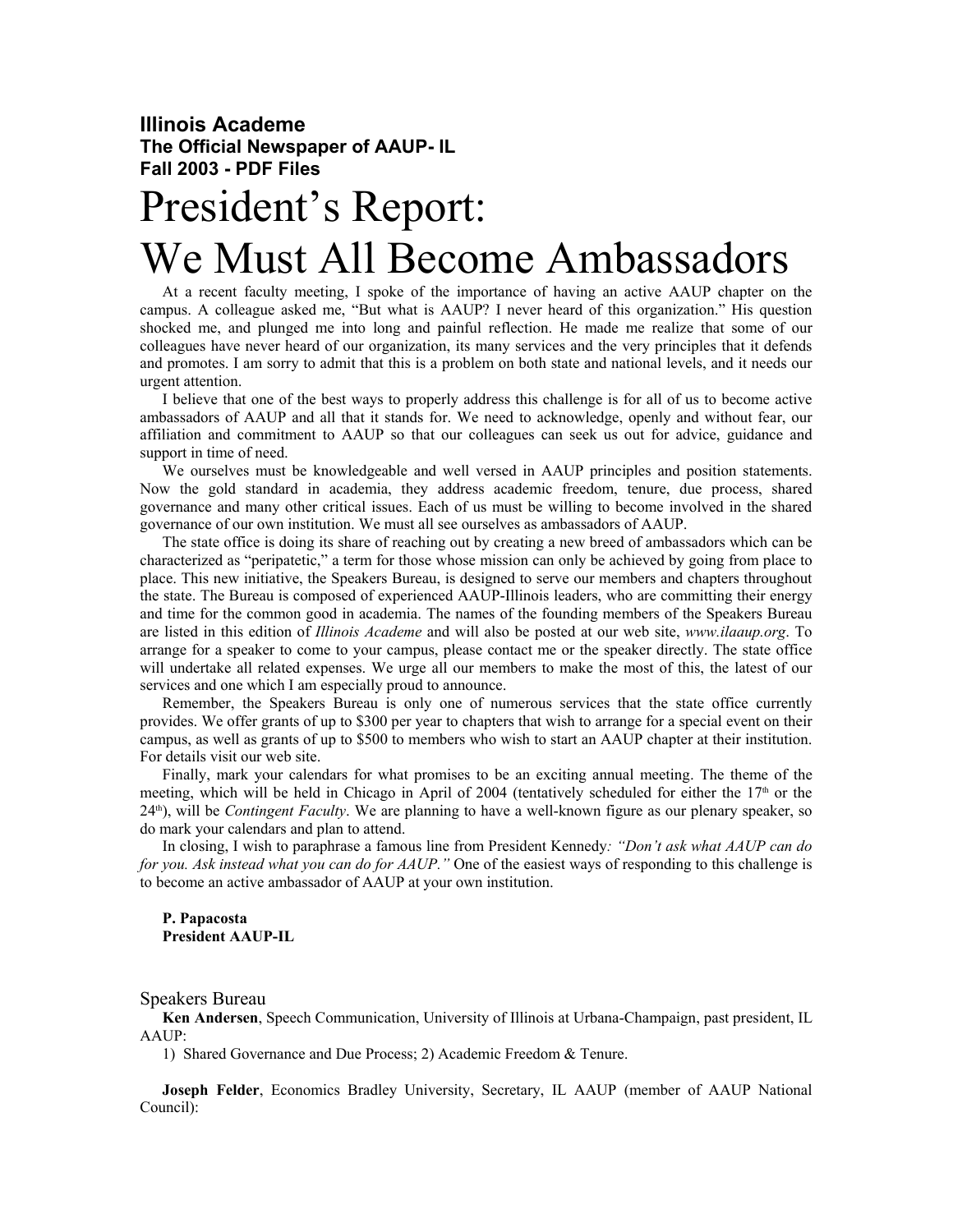**Illinois Academe**
**The Official Newspaper of AAUP- IL**
**Fall 2003 - PDF Files**

# President's Report: We Must All Become Ambassadors

At a recent faculty meeting, I spoke of the importance of having an active AAUP chapter on the campus. A colleague asked me, "But what is AAUP? I never heard of this organization." His question shocked me, and plunged me into long and painful reflection. He made me realize that some of our colleagues have never heard of our organization, its many services and the very principles that it defends and promotes. I am sorry to admit that this is a problem on both state and national levels, and it needs our urgent attention.

I believe that one of the best ways to properly address this challenge is for all of us to become active ambassadors of AAUP and all that it stands for. We need to acknowledge, openly and without fear, our affiliation and commitment to AAUP so that our colleagues can seek us out for advice, guidance and support in time of need.

We ourselves must be knowledgeable and well versed in AAUP principles and position statements. Now the gold standard in academia, they address academic freedom, tenure, due process, shared governance and many other critical issues. Each of us must be willing to become involved in the shared governance of our own institution. We must all see ourselves as ambassadors of AAUP.

The state office is doing its share of reaching out by creating a new breed of ambassadors which can be characterized as "peripatetic," a term for those whose mission can only be achieved by going from place to place. This new initiative, the Speakers Bureau, is designed to serve our members and chapters throughout the state. The Bureau is composed of experienced AAUP-Illinois leaders, who are committing their energy and time for the common good in academia. The names of the founding members of the Speakers Bureau are listed in this edition of *Illinois Academe* and will also be posted at our web site, *www.ilaaup.org*. To arrange for a speaker to come to your campus, please contact me or the speaker directly. The state office will undertake all related expenses. We urge all our members to make the most of this, the latest of our services and one which I am especially proud to announce.

Remember, the Speakers Bureau is only one of numerous services that the state office currently provides. We offer grants of up to $300 per year to chapters that wish to arrange for a special event on their campus, as well as grants of up to $500 to members who wish to start an AAUP chapter at their institution. For details visit our web site.

Finally, mark your calendars for what promises to be an exciting annual meeting. The theme of the meeting, which will be held in Chicago in April of 2004 (tentatively scheduled for either the 17th or the 24th), will be *Contingent Faculty*. We are planning to have a well-known figure as our plenary speaker, so do mark your calendars and plan to attend.

In closing, I wish to paraphrase a famous line from President Kennedy*: "Don't ask what AAUP can do for you. Ask instead what you can do for AAUP."* One of the easiest ways of responding to this challenge is to become an active ambassador of AAUP at your own institution.

**P. Papacosta**
**President AAUP-IL**

## Speakers Bureau

**Ken Andersen**, Speech Communication, University of Illinois at Urbana-Champaign, past president, IL AAUP:

1) Shared Governance and Due Process; 2) Academic Freedom & Tenure.

**Joseph Felder**, Economics Bradley University, Secretary, IL AAUP (member of AAUP National Council):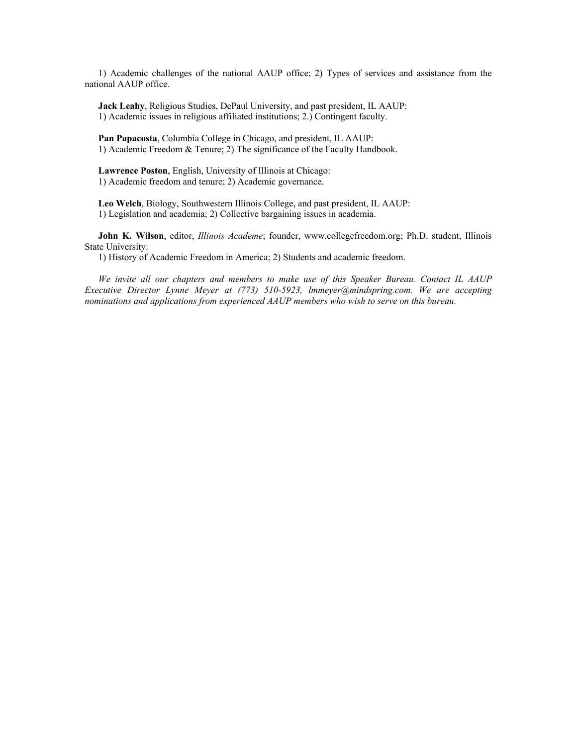1) Academic challenges of the national AAUP office; 2) Types of services and assistance from the national AAUP office.

**Jack Leahy**, Religious Studies, DePaul University, and past president, IL AAUP:
1) Academic issues in religious affiliated institutions; 2.) Contingent faculty.

**Pan Papacosta**, Columbia College in Chicago, and president, IL AAUP:
1) Academic Freedom & Tenure; 2) The significance of the Faculty Handbook.

**Lawrence Poston**, English, University of Illinois at Chicago:
1) Academic freedom and tenure; 2) Academic governance.

**Leo Welch**, Biology, Southwestern Illinois College, and past president, IL AAUP:
1) Legislation and academia; 2) Collective bargaining issues in academia.

**John K. Wilson**, editor, *Illinois Academe*; founder, www.collegefreedom.org; Ph.D. student, Illinois State University:
1) History of Academic Freedom in America; 2) Students and academic freedom.

*We invite all our chapters and members to make use of this Speaker Bureau. Contact IL AAUP Executive Director Lynne Meyer at (773) 510-5923, lmmeyer@mindspring.com. We are accepting nominations and applications from experienced AAUP members who wish to serve on this bureau.*